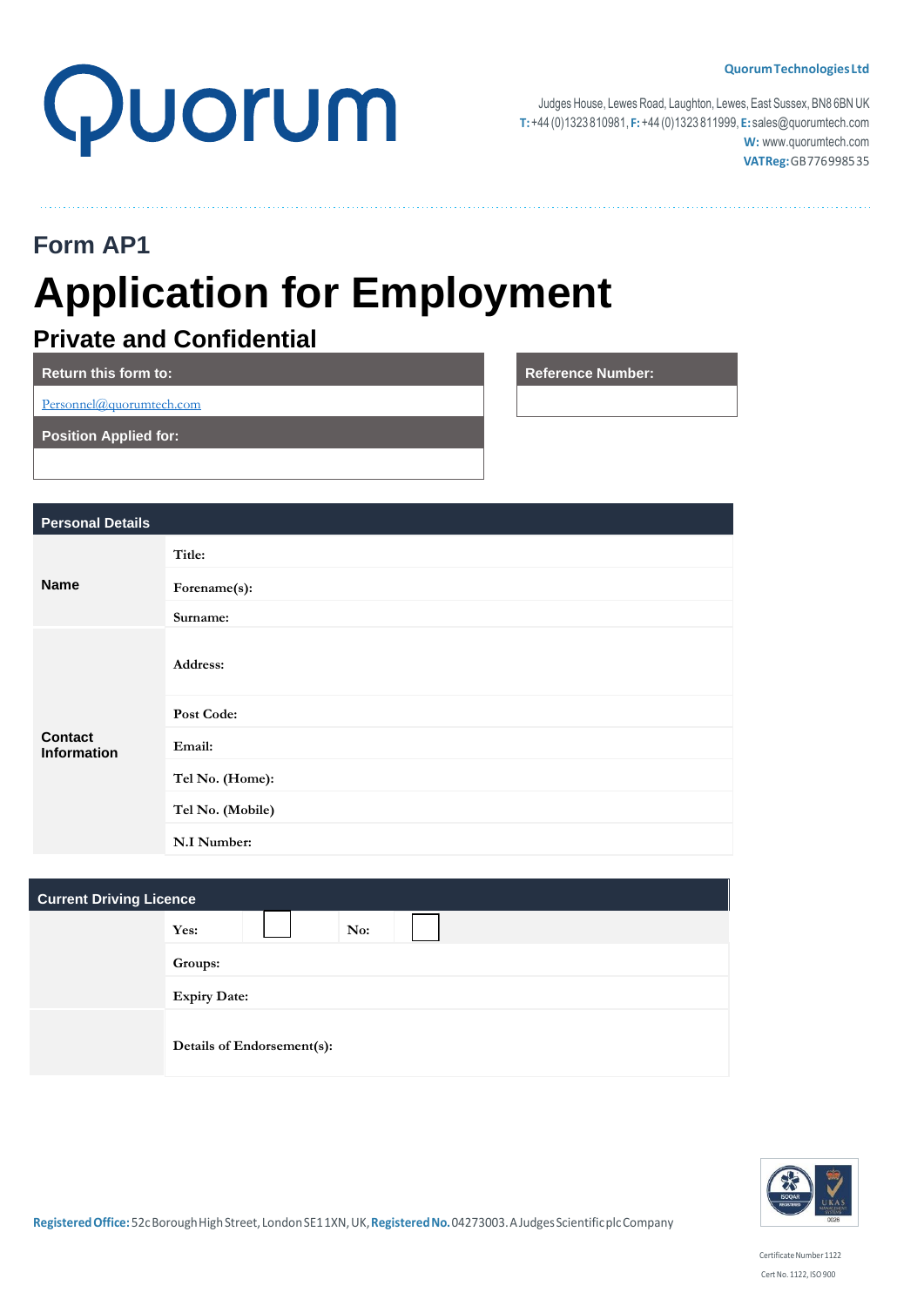Quorum

**Quorum Technologies Ltd**

Judges House, Lewes Road, Laughton, Lewes, East Sussex, BN8 6BN UK
**T:** +44 (0)1323 810981, **F:** +44 (0)1323 811999, **E:** sales@quorumtech.com
**W:** www.quorumtech.com
**VAT Reg:** GB 776 9985 35

## Form AP1

# Application for Employment

## Private and Confidential

| Return this form to: |
|---|
| Personnel@quorumtech.com |
| **Position Applied for:** |
| |

| Reference Number: |
|---|
| |

| Personal Details | | |
|---|---|---|
| **Name** | Title: | |
| | Forename(s): | |
| | Surname: | |
| **Contact Information** | Address: | |
| | Post Code: | |
| | Email: | |
| | Tel No. (Home): | |
| | Tel No. (Mobile) | |
| | N.I Number: | |

| Current Driving Licence | | | | |
|---|---|---|---|---|
| | Yes: | ☐ | No: | ☐ |
| | Groups: | | | |
| | Expiry Date: | | | |
| | Details of Endorsement(s): | | | |

**Registered Office:** 52c Borough High Street, London SE1 1XN, UK, **Registered No.** 04273003. A Judges Scientific plc Company

Certificate Number 1122
Cert No. 1122, ISO 900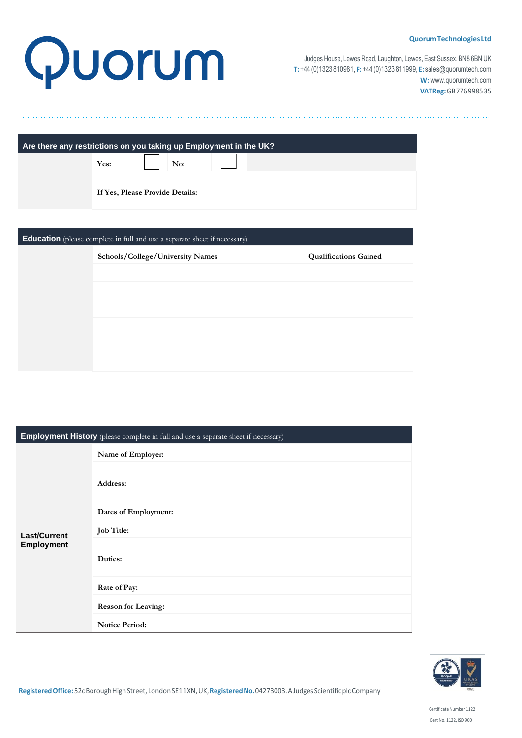**Quorum Technologies Ltd**

Judges House, Lewes Road, Laughton, Lewes, East Sussex, BN8 6BN UK
**T:** +44 (0)1323 810981, **F:** +44 (0)1323 811999, **E:** sales@quorumtech.com
**W:** www.quorumtech.com
**VAT Reg:** GB 776998535

| Are there any restrictions on you taking up Employment in the UK? | | | | | |
|---|---|---|---|---|---|
| | Yes: | ☐ | No: | ☐ | |
| | If Yes, Please Provide Details: | | | | |

| **Education** (please complete in full and use a separate sheet if necessary) | | |
|---|---|---|
| | Schools/College/University Names | Qualifications Gained |
| | | |
| | | |
| | | |
| | | |
| | | |
| | | |

| **Employment History** (please complete in full and use a separate sheet if necessary) | |
|---|---|
| **Last/Current Employment** | Name of Employer: |
| | Address: |
| | Dates of Employment: |
| | Job Title: |
| | Duties: |
| | Rate of Pay: |
| | Reason for Leaving: |
| | Notice Period: |

**Registered Office:** 52c Borough High Street, London SE1 1XN, UK, **Registered No.** 04273003. A Judges Scientific plc Company

Certificate Number 1122
Cert No. 1122, ISO 900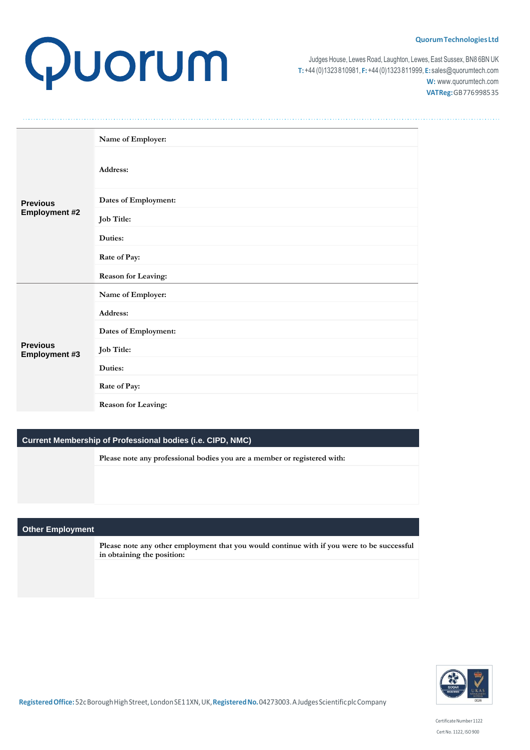| | |
|---|---|
| **Previous Employment #2** | **Name of Employer:** |
| | **Address:** |
| | **Dates of Employment:** |
| | **Job Title:** |
| | **Duties:** |
| | **Rate of Pay:** |
| | **Reason for Leaving:** |
| **Previous Employment #3** | **Name of Employer:** |
| | **Address:** |
| | **Dates of Employment:** |
| | **Job Title:** |
| | **Duties:** |
| | **Rate of Pay:** |
| | **Reason for Leaving:** |

## Current Membership of Professional bodies (i.e. CIPD, NMC)

**Please note any professional bodies you are a member or registered with:**

## Other Employment

**Please note any other employment that you would continue with if you were to be successful in obtaining the position:**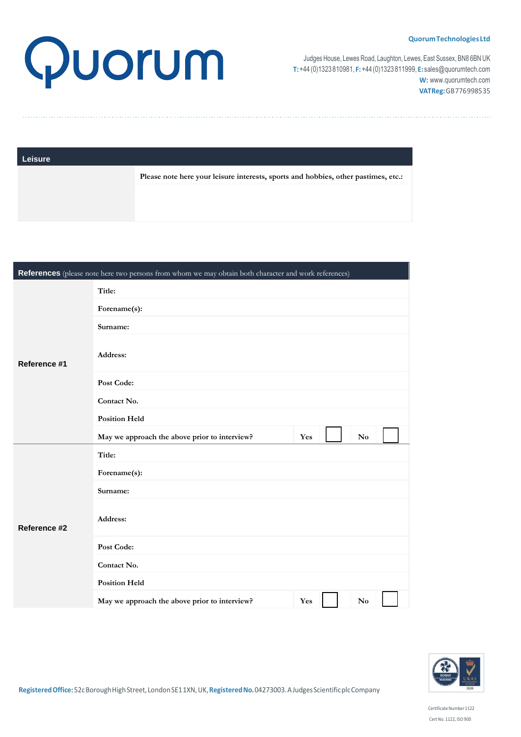Quorum

**Quorum Technologies Ltd**

Judges House, Lewes Road, Laughton, Lewes, East Sussex, BN8 6BN UK
**T:** +44 (0)1323 810981, **F:** +44 (0)1323 811999, **E:** sales@quorumtech.com
**W:** www.quorumtech.com
**VAT Reg:** GB 776998535

## Leisure

| | |
|---|---|
| | **Please note here your leisure interests, sports and hobbies, other pastimes, etc.:** |
| | |

## References (please note here two persons from whom we may obtain both character and work references)

| | | | | | |
|---|---|---|---|---|---|
| **Reference #1** | **Title:** | | | | |
| | **Forename(s):** | | | | |
| | **Surname:** | | | | |
| | **Address:** | | | | |
| | **Post Code:** | | | | |
| | **Contact No.** | | | | |
| | **Position Held** | | | | |
| | **May we approach the above prior to interview?** | **Yes** | ☐ | **No** | ☐ |
| **Reference #2** | **Title:** | | | | |
| | **Forename(s):** | | | | |
| | **Surname:** | | | | |
| | **Address:** | | | | |
| | **Post Code:** | | | | |
| | **Contact No.** | | | | |
| | **Position Held** | | | | |
| | **May we approach the above prior to interview?** | **Yes** | ☐ | **No** | ☐ |

**Registered Office:** 52c Borough High Street, London SE1 1XN, UK, **Registered No.** 04273003. A Judges Scientific plc Company

Certificate Number 1122

Cert No. 1122, ISO 900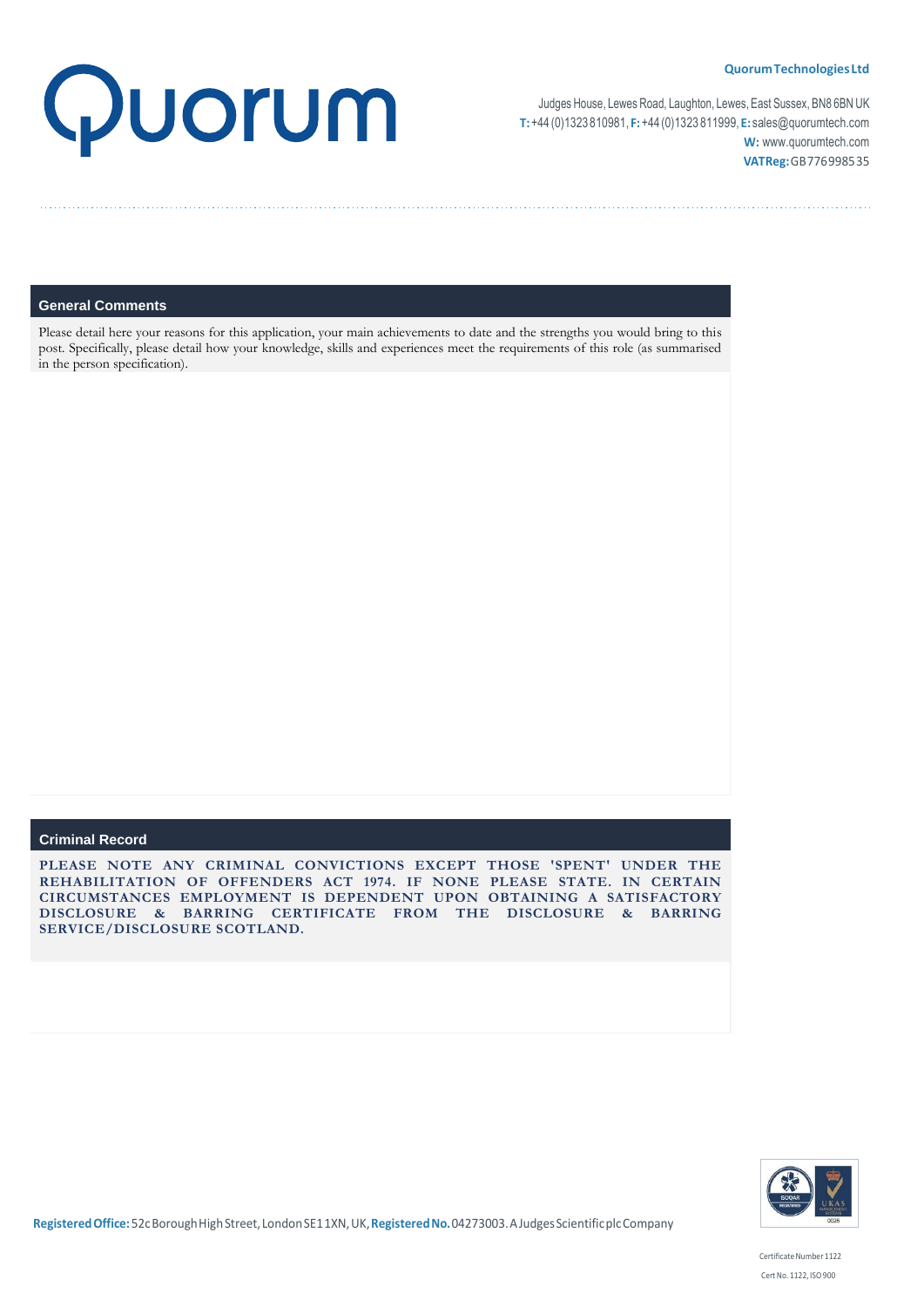**Quorum Technologies Ltd**

Judges House, Lewes Road, Laughton, Lewes, East Sussex, BN8 6BN UK
**T:** +44 (0)1323 810981, **F:** +44 (0)1323 811999, **E:** sales@quorumtech.com
**W:** www.quorumtech.com
**VAT Reg:** GB 776998535

## General Comments

Please detail here your reasons for this application, your main achievements to date and the strengths you would bring to this post. Specifically, please detail how your knowledge, skills and experiences meet the requirements of this role (as summarised in the person specification).

## Criminal Record

**PLEASE NOTE ANY CRIMINAL CONVICTIONS EXCEPT THOSE 'SPENT' UNDER THE REHABILITATION OF OFFENDERS ACT 1974. IF NONE PLEASE STATE. IN CERTAIN CIRCUMSTANCES EMPLOYMENT IS DEPENDENT UPON OBTAINING A SATISFACTORY DISCLOSURE & BARRING CERTIFICATE FROM THE DISCLOSURE & BARRING SERVICE/DISCLOSURE SCOTLAND.**

**Registered Office:** 52c Borough High Street, London SE1 1XN, UK, **Registered No.** 04273003. A Judges Scientific plc Company

Certificate Number 1122
Cert No. 1122, ISO 900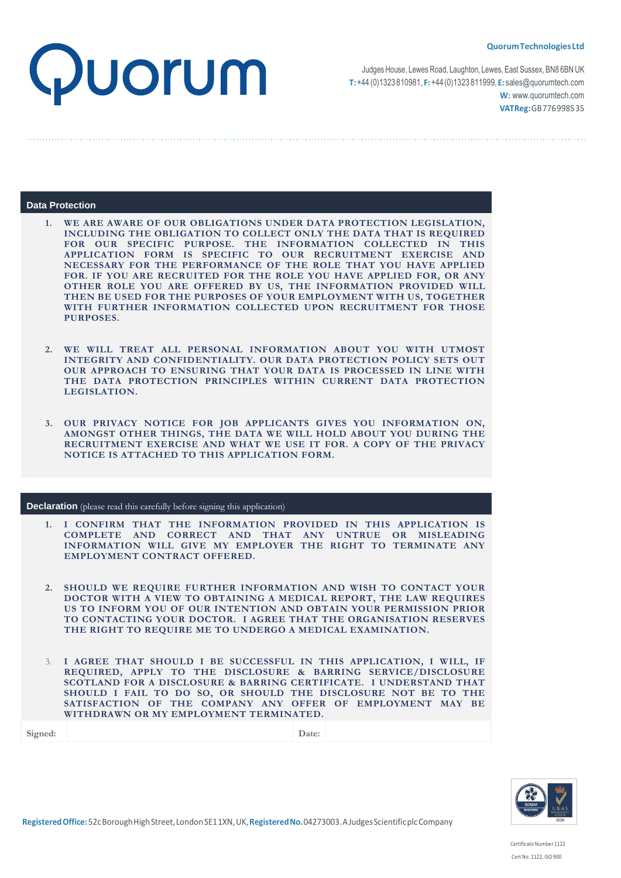**Quorum Technologies Ltd**

Judges House, Lewes Road, Laughton, Lewes, East Sussex, BN8 6BN UK
**T:** +44 (0)1323 810981, **F:** +44 (0)1323 811999, **E:** sales@quorumtech.com
**W:** www.quorumtech.com
**VAT Reg:** GB 776998535

## Data Protection

1. WE ARE AWARE OF OUR OBLIGATIONS UNDER DATA PROTECTION LEGISLATION, INCLUDING THE OBLIGATION TO COLLECT ONLY THE DATA THAT IS REQUIRED FOR OUR SPECIFIC PURPOSE. THE INFORMATION COLLECTED IN THIS APPLICATION FORM IS SPECIFIC TO OUR RECRUITMENT EXERCISE AND NECESSARY FOR THE PERFORMANCE OF THE ROLE THAT YOU HAVE APPLIED FOR. IF YOU ARE RECRUITED FOR THE ROLE YOU HAVE APPLIED FOR, OR ANY OTHER ROLE YOU ARE OFFERED BY US, THE INFORMATION PROVIDED WILL THEN BE USED FOR THE PURPOSES OF YOUR EMPLOYMENT WITH US, TOGETHER WITH FURTHER INFORMATION COLLECTED UPON RECRUITMENT FOR THOSE PURPOSES.

2. WE WILL TREAT ALL PERSONAL INFORMATION ABOUT YOU WITH UTMOST INTEGRITY AND CONFIDENTIALITY. OUR DATA PROTECTION POLICY SETS OUT OUR APPROACH TO ENSURING THAT YOUR DATA IS PROCESSED IN LINE WITH THE DATA PROTECTION PRINCIPLES WITHIN CURRENT DATA PROTECTION LEGISLATION.

3. OUR PRIVACY NOTICE FOR JOB APPLICANTS GIVES YOU INFORMATION ON, AMONGST OTHER THINGS, THE DATA WE WILL HOLD ABOUT YOU DURING THE RECRUITMENT EXERCISE AND WHAT WE USE IT FOR. A COPY OF THE PRIVACY NOTICE IS ATTACHED TO THIS APPLICATION FORM.

## Declaration (please read this carefully before signing this application)

1. I CONFIRM THAT THE INFORMATION PROVIDED IN THIS APPLICATION IS COMPLETE AND CORRECT AND THAT ANY UNTRUE OR MISLEADING INFORMATION WILL GIVE MY EMPLOYER THE RIGHT TO TERMINATE ANY EMPLOYMENT CONTRACT OFFERED.

2. SHOULD WE REQUIRE FURTHER INFORMATION AND WISH TO CONTACT YOUR DOCTOR WITH A VIEW TO OBTAINING A MEDICAL REPORT, THE LAW REQUIRES US TO INFORM YOU OF OUR INTENTION AND OBTAIN YOUR PERMISSION PRIOR TO CONTACTING YOUR DOCTOR. I AGREE THAT THE ORGANISATION RESERVES THE RIGHT TO REQUIRE ME TO UNDERGO A MEDICAL EXAMINATION.

3. I AGREE THAT SHOULD I BE SUCCESSFUL IN THIS APPLICATION, I WILL, IF REQUIRED, APPLY TO THE DISCLOSURE & BARRING SERVICE/DISCLOSURE SCOTLAND FOR A DISCLOSURE & BARRING CERTIFICATE. I UNDERSTAND THAT SHOULD I FAIL TO DO SO, OR SHOULD THE DISCLOSURE NOT BE TO THE SATISFACTION OF THE COMPANY ANY OFFER OF EMPLOYMENT MAY BE WITHDRAWN OR MY EMPLOYMENT TERMINATED.

| Signed: | | Date: | |
|---|---|---|---|

**Registered Office:** 52c Borough High Street, London SE1 1XN, UK, **Registered No.** 04273003. A Judges Scientific plc Company

Certificate Number 1122
Cert No. 1122, ISO 900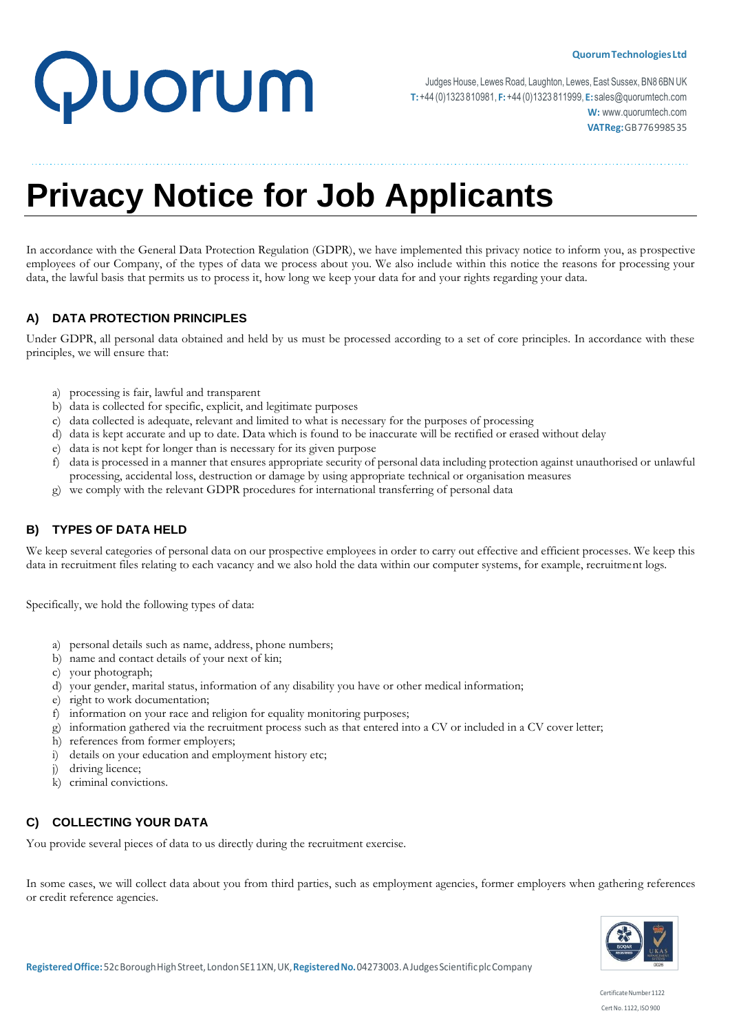# Privacy Notice for Job Applicants

In accordance with the General Data Protection Regulation (GDPR), we have implemented this privacy notice to inform you, as prospective employees of our Company, of the types of data we process about you. We also include within this notice the reasons for processing your data, the lawful basis that permits us to process it, how long we keep your data for and your rights regarding your data.

## A) DATA PROTECTION PRINCIPLES

Under GDPR, all personal data obtained and held by us must be processed according to a set of core principles. In accordance with these principles, we will ensure that:

a) processing is fair, lawful and transparent
b) data is collected for specific, explicit, and legitimate purposes
c) data collected is adequate, relevant and limited to what is necessary for the purposes of processing
d) data is kept accurate and up to date. Data which is found to be inaccurate will be rectified or erased without delay
e) data is not kept for longer than is necessary for its given purpose
f) data is processed in a manner that ensures appropriate security of personal data including protection against unauthorised or unlawful processing, accidental loss, destruction or damage by using appropriate technical or organisation measures
g) we comply with the relevant GDPR procedures for international transferring of personal data

## B) TYPES OF DATA HELD

We keep several categories of personal data on our prospective employees in order to carry out effective and efficient processes. We keep this data in recruitment files relating to each vacancy and we also hold the data within our computer systems, for example, recruitment logs.

Specifically, we hold the following types of data:

a) personal details such as name, address, phone numbers;
b) name and contact details of your next of kin;
c) your photograph;
d) your gender, marital status, information of any disability you have or other medical information;
e) right to work documentation;
f) information on your race and religion for equality monitoring purposes;
g) information gathered via the recruitment process such as that entered into a CV or included in a CV cover letter;
h) references from former employers;
i) details on your education and employment history etc;
j) driving licence;
k) criminal convictions.

## C) COLLECTING YOUR DATA

You provide several pieces of data to us directly during the recruitment exercise.

In some cases, we will collect data about you from third parties, such as employment agencies, former employers when gathering references or credit reference agencies.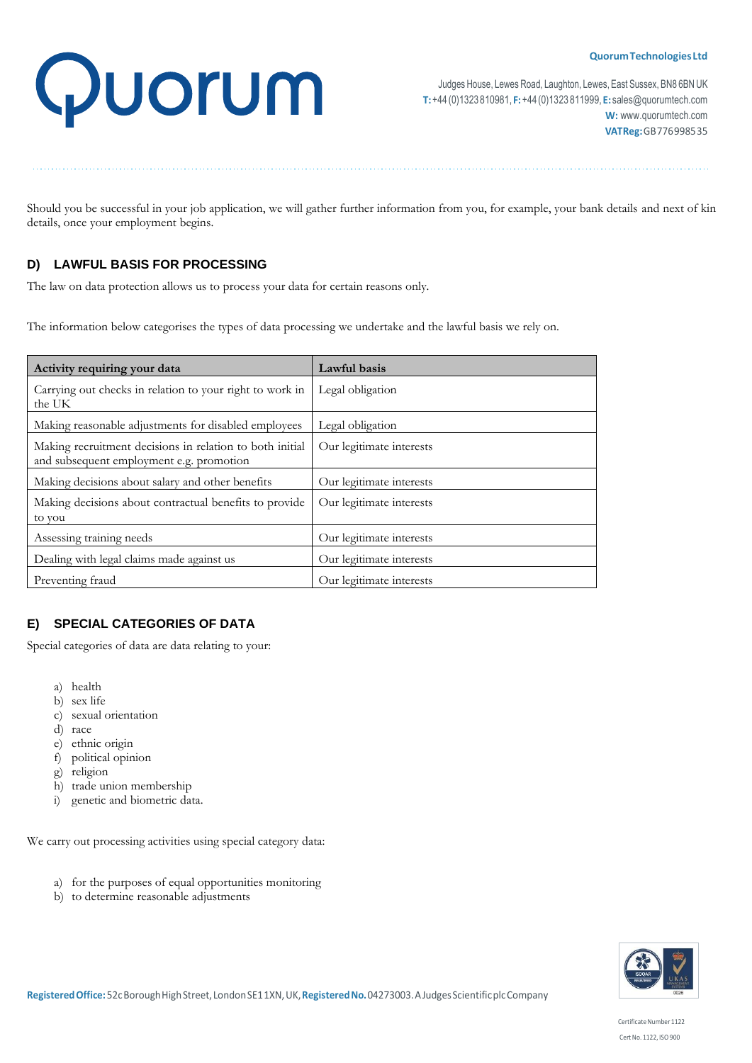Should you be successful in your job application, we will gather further information from you, for example, your bank details and next of kin details, once your employment begins.

## D) LAWFUL BASIS FOR PROCESSING

The law on data protection allows us to process your data for certain reasons only.

The information below categorises the types of data processing we undertake and the lawful basis we rely on.

| Activity requiring your data | Lawful basis |
| --- | --- |
| Carrying out checks in relation to your right to work in the UK | Legal obligation |
| Making reasonable adjustments for disabled employees | Legal obligation |
| Making recruitment decisions in relation to both initial and subsequent employment e.g. promotion | Our legitimate interests |
| Making decisions about salary and other benefits | Our legitimate interests |
| Making decisions about contractual benefits to provide to you | Our legitimate interests |
| Assessing training needs | Our legitimate interests |
| Dealing with legal claims made against us | Our legitimate interests |
| Preventing fraud | Our legitimate interests |

## E) SPECIAL CATEGORIES OF DATA

Special categories of data are data relating to your:

a) health
b) sex life
c) sexual orientation
d) race
e) ethnic origin
f) political opinion
g) religion
h) trade union membership
i) genetic and biometric data.

We carry out processing activities using special category data:

a) for the purposes of equal opportunities monitoring
b) to determine reasonable adjustments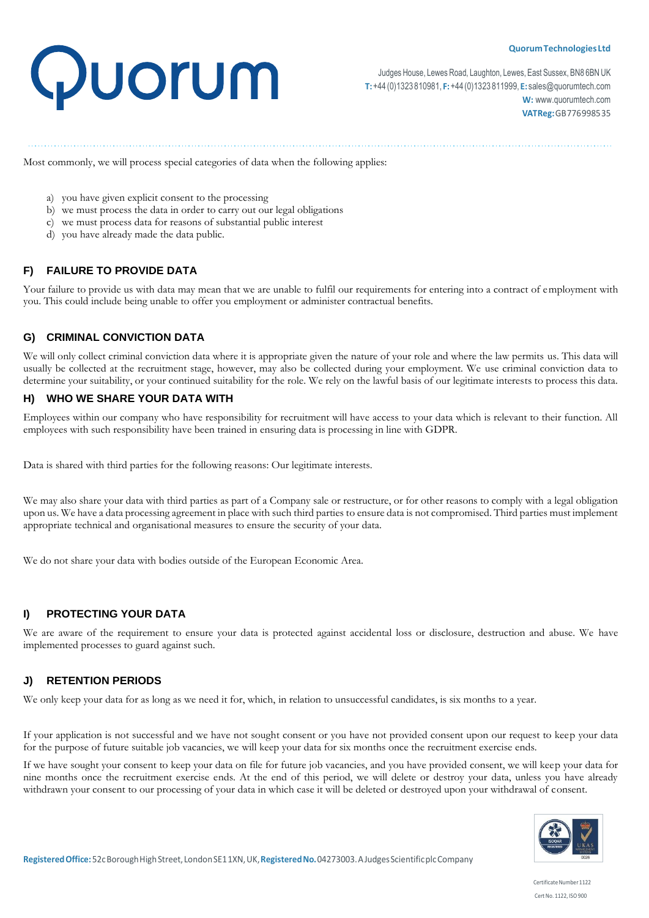Most commonly, we will process special categories of data when the following applies:

a) you have given explicit consent to the processing
b) we must process the data in order to carry out our legal obligations
c) we must process data for reasons of substantial public interest
d) you have already made the data public.

## F) FAILURE TO PROVIDE DATA

Your failure to provide us with data may mean that we are unable to fulfil our requirements for entering into a contract of employment with you. This could include being unable to offer you employment or administer contractual benefits.

## G) CRIMINAL CONVICTION DATA

We will only collect criminal conviction data where it is appropriate given the nature of your role and where the law permits us. This data will usually be collected at the recruitment stage, however, may also be collected during your employment. We use criminal conviction data to determine your suitability, or your continued suitability for the role. We rely on the lawful basis of our legitimate interests to process this data.

## H) WHO WE SHARE YOUR DATA WITH

Employees within our company who have responsibility for recruitment will have access to your data which is relevant to their function. All employees with such responsibility have been trained in ensuring data is processing in line with GDPR.

Data is shared with third parties for the following reasons: Our legitimate interests.

We may also share your data with third parties as part of a Company sale or restructure, or for other reasons to comply with a legal obligation upon us. We have a data processing agreement in place with such third parties to ensure data is not compromised. Third parties must implement appropriate technical and organisational measures to ensure the security of your data.

We do not share your data with bodies outside of the European Economic Area.

## I) PROTECTING YOUR DATA

We are aware of the requirement to ensure your data is protected against accidental loss or disclosure, destruction and abuse. We have implemented processes to guard against such.

## J) RETENTION PERIODS

We only keep your data for as long as we need it for, which, in relation to unsuccessful candidates, is six months to a year.

If your application is not successful and we have not sought consent or you have not provided consent upon our request to keep your data for the purpose of future suitable job vacancies, we will keep your data for six months once the recruitment exercise ends.

If we have sought your consent to keep your data on file for future job vacancies, and you have provided consent, we will keep your data for nine months once the recruitment exercise ends. At the end of this period, we will delete or destroy your data, unless you have already withdrawn your consent to our processing of your data in which case it will be deleted or destroyed upon your withdrawal of consent.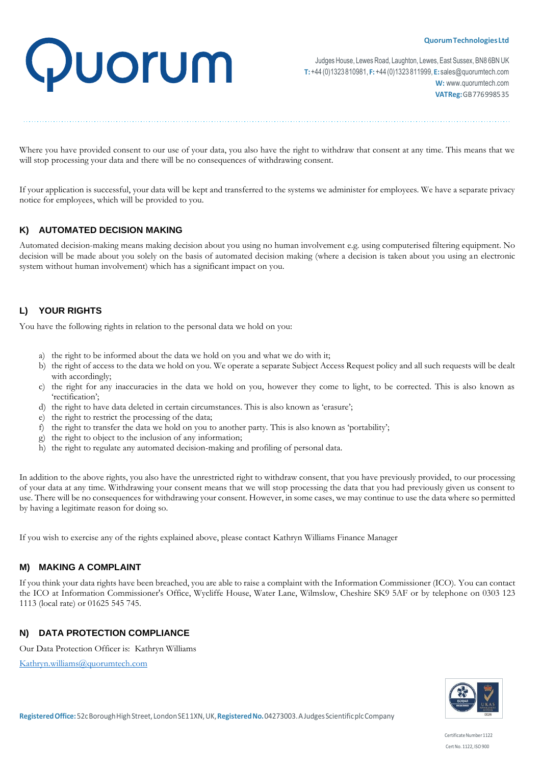Where you have provided consent to our use of your data, you also have the right to withdraw that consent at any time. This means that we will stop processing your data and there will be no consequences of withdrawing consent.

If your application is successful, your data will be kept and transferred to the systems we administer for employees. We have a separate privacy notice for employees, which will be provided to you.

## K) AUTOMATED DECISION MAKING

Automated decision-making means making decision about you using no human involvement e.g. using computerised filtering equipment. No decision will be made about you solely on the basis of automated decision making (where a decision is taken about you using an electronic system without human involvement) which has a significant impact on you.

## L) YOUR RIGHTS

You have the following rights in relation to the personal data we hold on you:

a) the right to be informed about the data we hold on you and what we do with it;
b) the right of access to the data we hold on you. We operate a separate Subject Access Request policy and all such requests will be dealt with accordingly;
c) the right for any inaccuracies in the data we hold on you, however they come to light, to be corrected. This is also known as 'rectification';
d) the right to have data deleted in certain circumstances. This is also known as 'erasure';
e) the right to restrict the processing of the data;
f) the right to transfer the data we hold on you to another party. This is also known as 'portability';
g) the right to object to the inclusion of any information;
h) the right to regulate any automated decision-making and profiling of personal data.

In addition to the above rights, you also have the unrestricted right to withdraw consent, that you have previously provided, to our processing of your data at any time. Withdrawing your consent means that we will stop processing the data that you had previously given us consent to use. There will be no consequences for withdrawing your consent. However, in some cases, we may continue to use the data where so permitted by having a legitimate reason for doing so.

If you wish to exercise any of the rights explained above, please contact Kathryn Williams Finance Manager

## M) MAKING A COMPLAINT

If you think your data rights have been breached, you are able to raise a complaint with the Information Commissioner (ICO). You can contact the ICO at Information Commissioner's Office, Wycliffe House, Water Lane, Wilmslow, Cheshire SK9 5AF or by telephone on 0303 123 1113 (local rate) or 01625 545 745.

## N) DATA PROTECTION COMPLIANCE

Our Data Protection Officer is: Kathryn Williams

Kathryn.williams@quorumtech.com